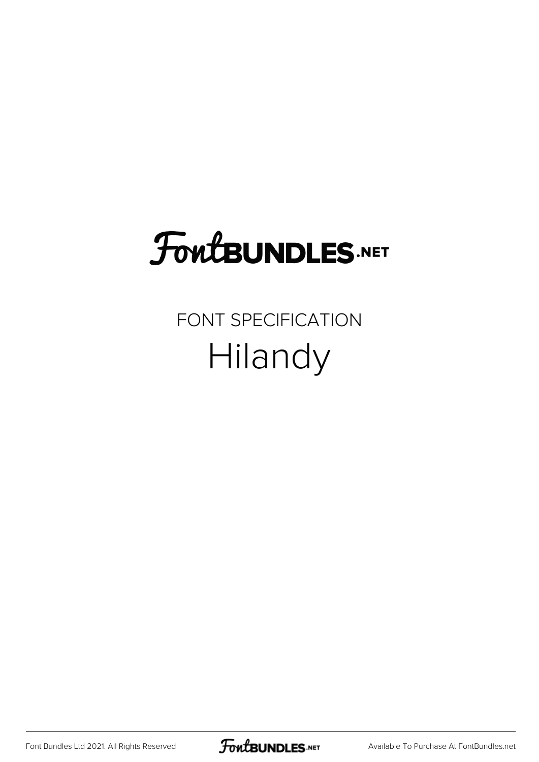# FontBUNDLES.NET

FONT SPECIFICATION

## Hilandy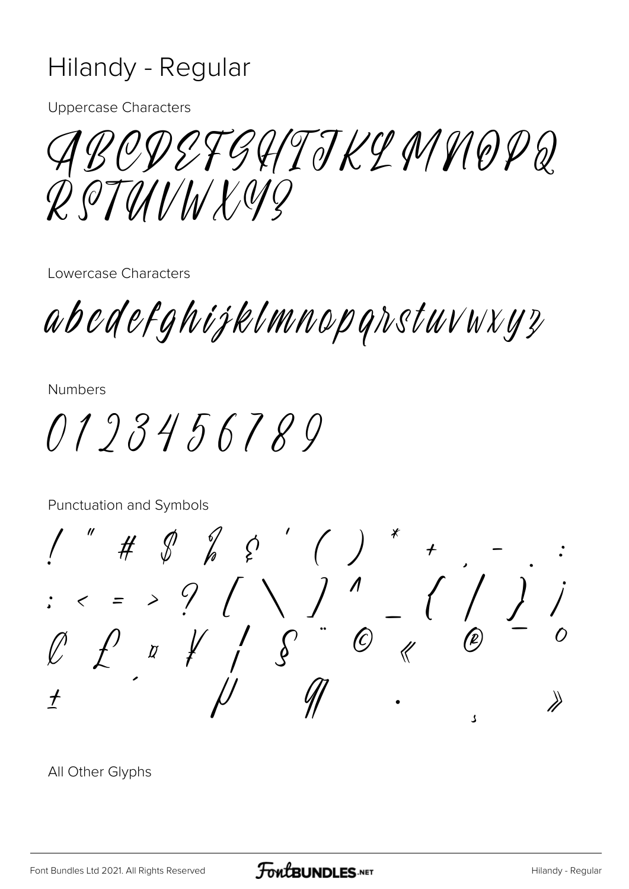# Hilandy - Regular

Uppercase Characters

ABCDEFGHIJKLMNOPQ
RSTUVWXYZ

Lowercase Characters

abcdefghijklmnopqrstuvwxyz

Numbers

0 1 2 3 4 5 6 7 8 9

Punctuation and Symbols

! " # $ % & ' ( ) * + , - . :
; < = > ? [ \ ] ^ _ { | } ¡
¢ £ ¤ ¥ ¦ § ¨ © « ® ¯ °
± ´ µ ¶ · ¸ »

All Other Glyphs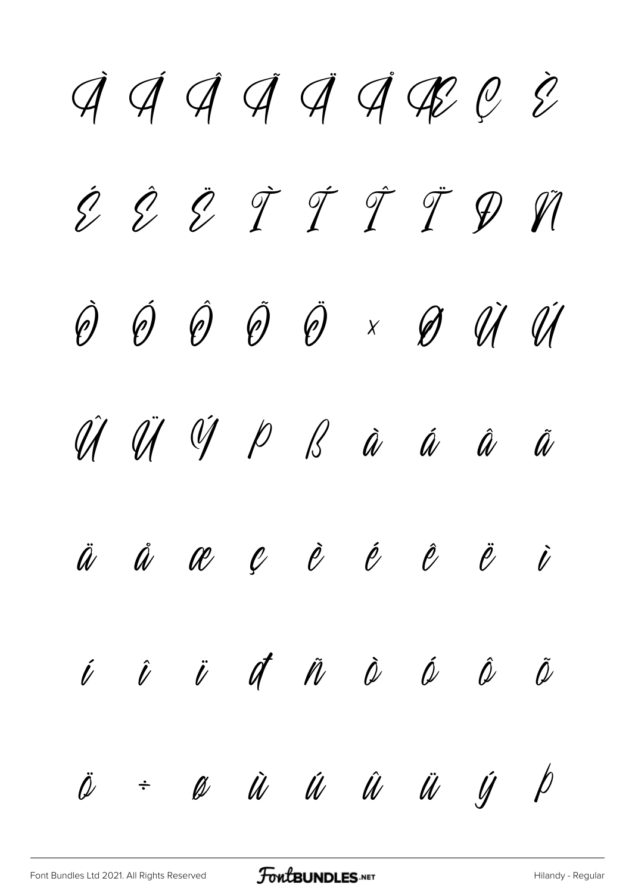À Á Â Ã Ä Å Æ Ç È

É Ê Ë Ì Í Î Ï Ð Ñ

Ò Ó Ô Õ Ö × Ø Ù Ú

Û Ü Ý Þ ß à á â ã

ä å æ ç è é ê ë ì

í î ï ð ñ ò ó ô õ

ö ÷ ø ù ú û ü ý þ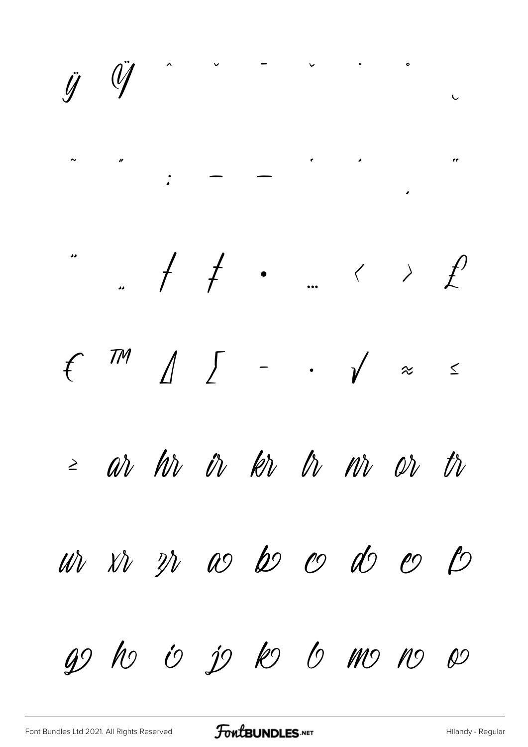ÿ Ÿ ˆ ˇ ˉ ˘ ˙ ˚ ˛

˜ ˝ ; – — ' ' ‚ "

" „ † ‡ • … ‹ › ₤

€ ™ ∆ ∑ − ∙ √ ≈ ≤

≥ ar hr ir kr lr mr or tr

ur xr zr ao bo co do eo fo

go ho io jo ko lo mo no oo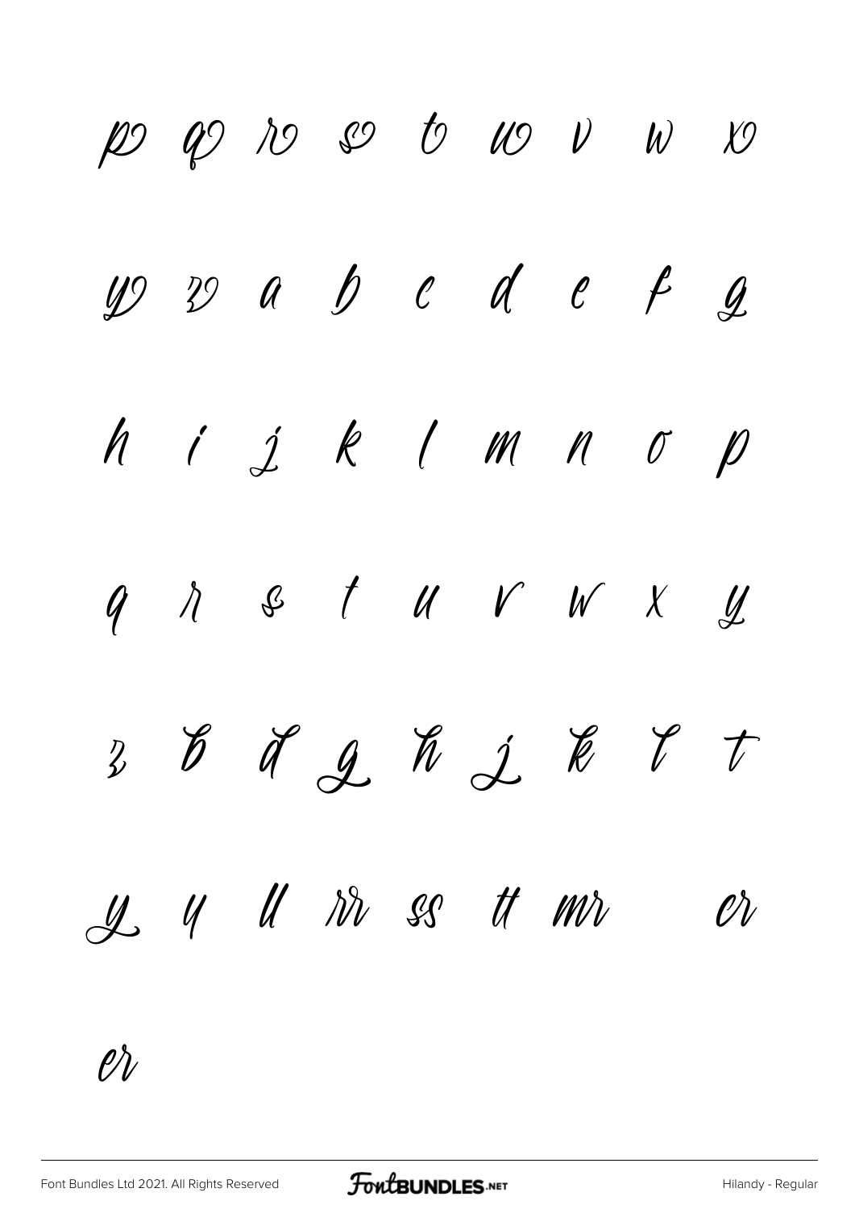po qo ro so to uo v w xo

yo zo a b c d e f g

h i j k l m n o p

q r s t u v w x y

z b d g h j k l t

y y ll rr ss tt mr er

er